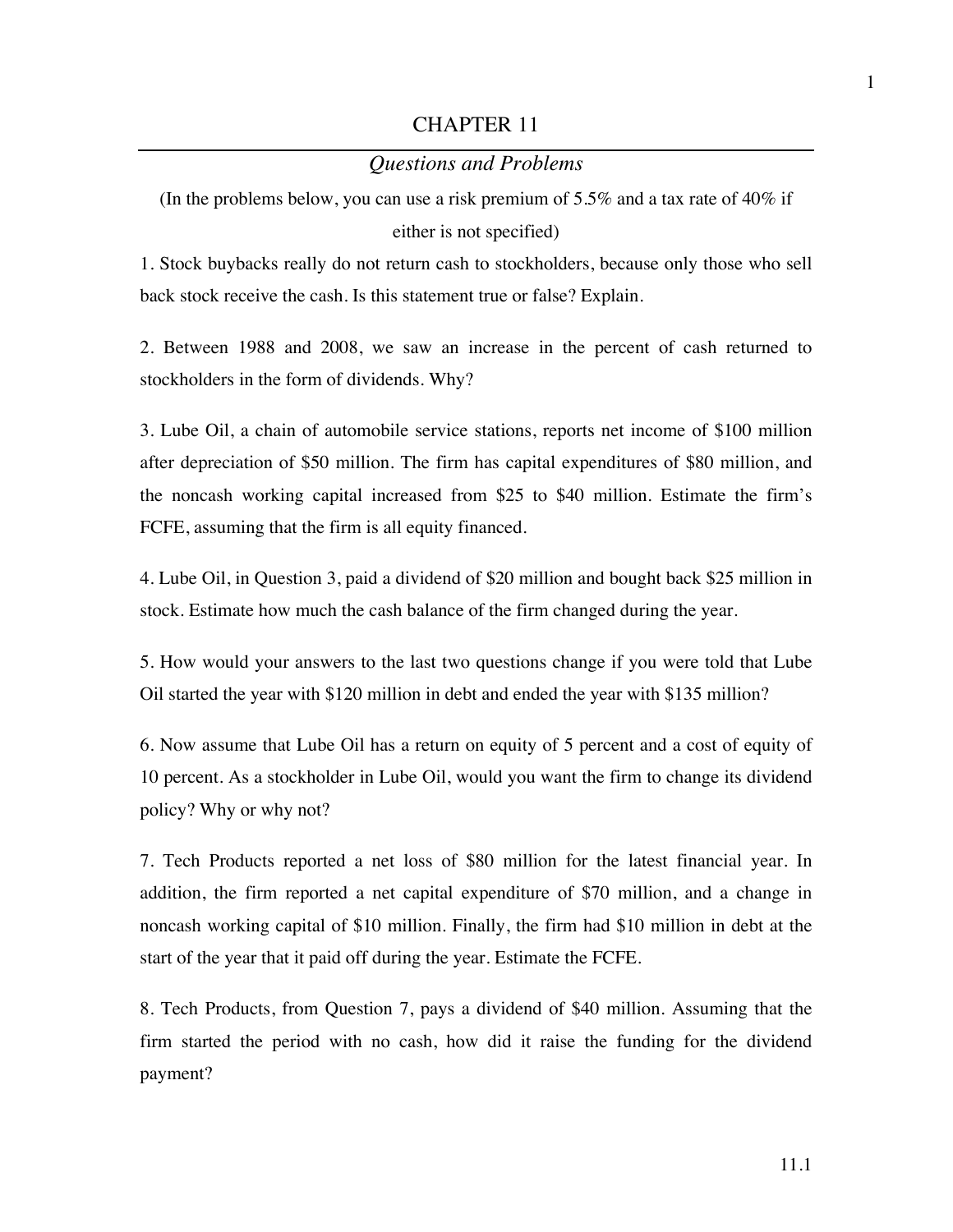# CHAPTER 11

## *Questions and Problems*

(In the problems below, you can use a risk premium of 5.5% and a tax rate of 40% if either is not specified)

1. Stock buybacks really do not return cash to stockholders, because only those who sell back stock receive the cash. Is this statement true or false? Explain.

2. Between 1988 and 2008, we saw an increase in the percent of cash returned to stockholders in the form of dividends. Why?

3. Lube Oil, a chain of automobile service stations, reports net income of $100 million after depreciation of $50 million. The firm has capital expenditures of $80 million, and the noncash working capital increased from $25 to $40 million. Estimate the firm's FCFE, assuming that the firm is all equity financed.

4. Lube Oil, in Question 3, paid a dividend of $20 million and bought back $25 million in stock. Estimate how much the cash balance of the firm changed during the year.

5. How would your answers to the last two questions change if you were told that Lube Oil started the year with $120 million in debt and ended the year with $135 million?

6. Now assume that Lube Oil has a return on equity of 5 percent and a cost of equity of 10 percent. As a stockholder in Lube Oil, would you want the firm to change its dividend policy? Why or why not?

7. Tech Products reported a net loss of $80 million for the latest financial year. In addition, the firm reported a net capital expenditure of $70 million, and a change in noncash working capital of $10 million. Finally, the firm had $10 million in debt at the start of the year that it paid off during the year. Estimate the FCFE.

8. Tech Products, from Question 7, pays a dividend of $40 million. Assuming that the firm started the period with no cash, how did it raise the funding for the dividend payment?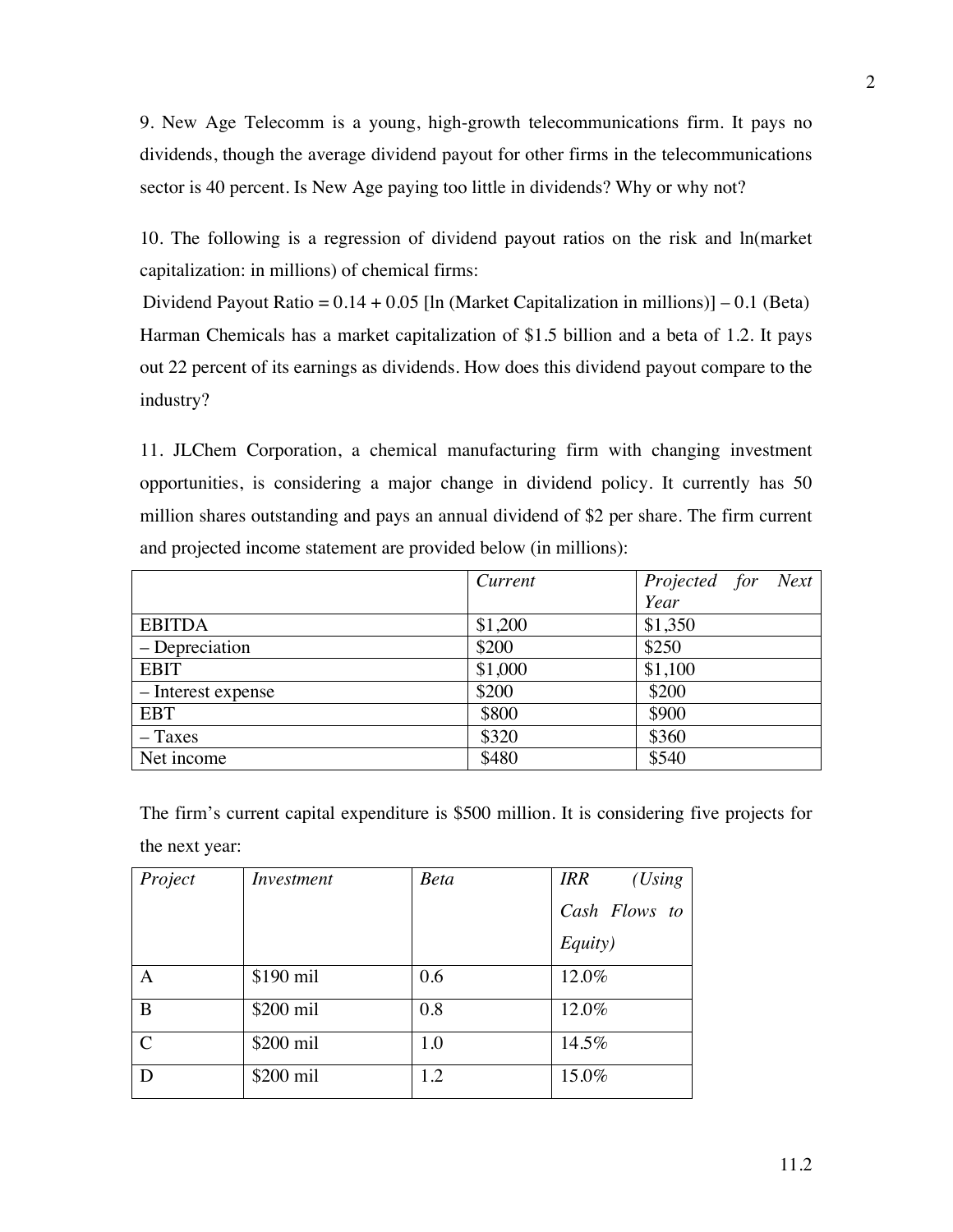9. New Age Telecomm is a young, high-growth telecommunications firm. It pays no dividends, though the average dividend payout for other firms in the telecommunications sector is 40 percent. Is New Age paying too little in dividends? Why or why not?

10. The following is a regression of dividend payout ratios on the risk and ln(market capitalization: in millions) of chemical firms:

Dividend Payout Ratio = 0.14 + 0.05 [ln (Market Capitalization in millions)] – 0.1 (Beta)

Harman Chemicals has a market capitalization of $1.5 billion and a beta of 1.2. It pays out 22 percent of its earnings as dividends. How does this dividend payout compare to the industry?

11. JLChem Corporation, a chemical manufacturing firm with changing investment opportunities, is considering a major change in dividend policy. It currently has 50 million shares outstanding and pays an annual dividend of $2 per share. The firm current and projected income statement are provided below (in millions):

| | *Current* | *Projected for Next Year* |
|---|---|---|
| EBITDA | $1,200 | $1,350 |
| – Depreciation | $200 | $250 |
| EBIT | $1,000 | $1,100 |
| – Interest expense | $200 | $200 |
| EBT | $800 | $900 |
| – Taxes | $320 | $360 |
| Net income | $480 | $540 |

The firm's current capital expenditure is $500 million. It is considering five projects for the next year:

| *Project* | *Investment* | *Beta* | *IRR (Using Cash Flows to Equity)* |
|---|---|---|---|
| A | $190 mil | 0.6 | 12.0% |
| B | $200 mil | 0.8 | 12.0% |
| C | $200 mil | 1.0 | 14.5% |
| D | $200 mil | 1.2 | 15.0% |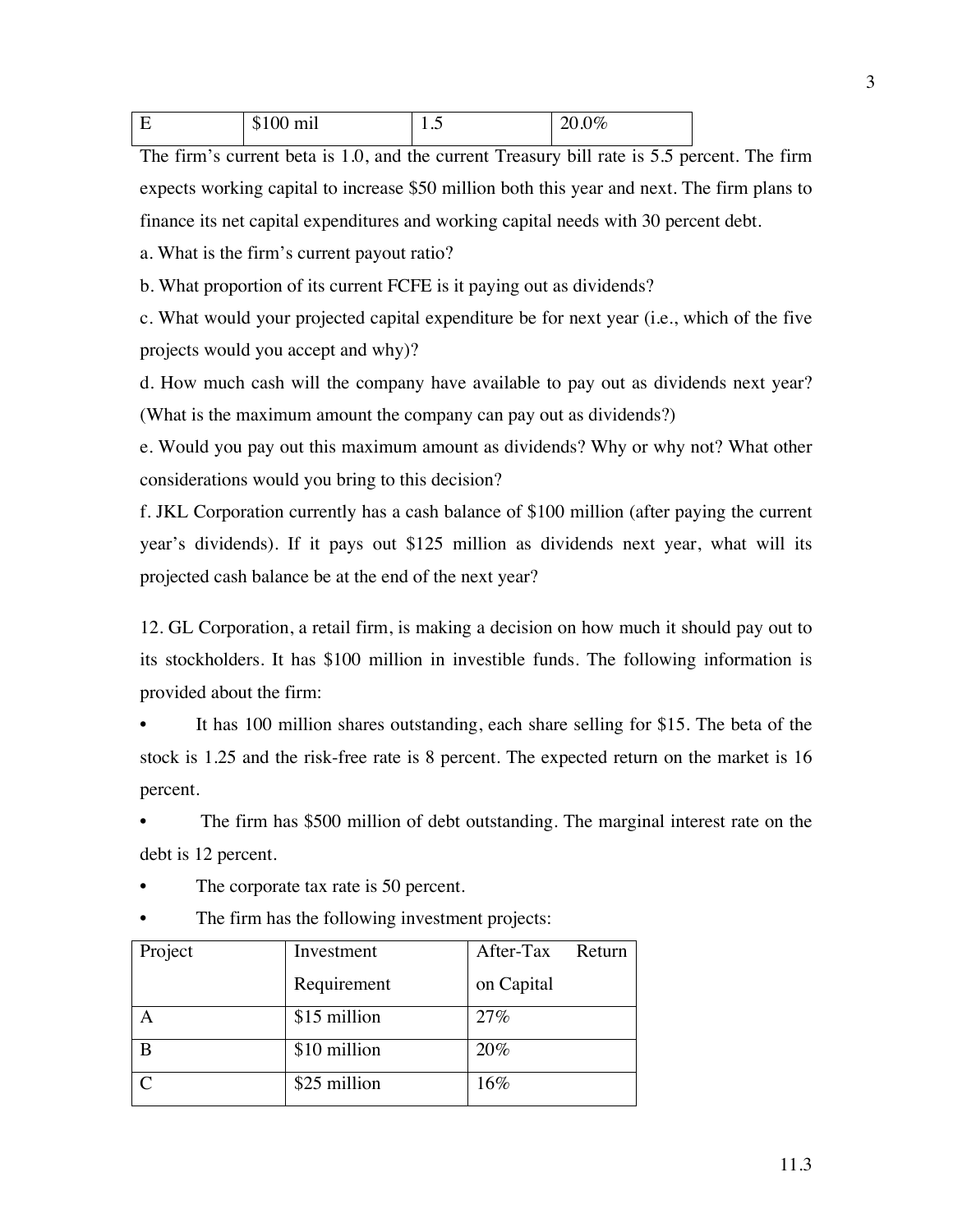| E | $100 mil | 1.5 | 20.0% |
|---|---|---|---|

The firm's current beta is 1.0, and the current Treasury bill rate is 5.5 percent. The firm expects working capital to increase $50 million both this year and next. The firm plans to finance its net capital expenditures and working capital needs with 30 percent debt.

a. What is the firm's current payout ratio?

b. What proportion of its current FCFE is it paying out as dividends?

c. What would your projected capital expenditure be for next year (i.e., which of the five projects would you accept and why)?

d. How much cash will the company have available to pay out as dividends next year? (What is the maximum amount the company can pay out as dividends?)

e. Would you pay out this maximum amount as dividends? Why or why not? What other considerations would you bring to this decision?

f. JKL Corporation currently has a cash balance of $100 million (after paying the current year's dividends). If it pays out $125 million as dividends next year, what will its projected cash balance be at the end of the next year?

12. GL Corporation, a retail firm, is making a decision on how much it should pay out to its stockholders. It has $100 million in investible funds. The following information is provided about the firm:

- It has 100 million shares outstanding, each share selling for $15. The beta of the stock is 1.25 and the risk-free rate is 8 percent. The expected return on the market is 16 percent.
- The firm has $500 million of debt outstanding. The marginal interest rate on the debt is 12 percent.
- The corporate tax rate is 50 percent.
- The firm has the following investment projects:

| Project | Investment Requirement | After-Tax Return on Capital |
|---|---|---|
| A | $15 million | 27% |
| B | $10 million | 20% |
| C | $25 million | 16% |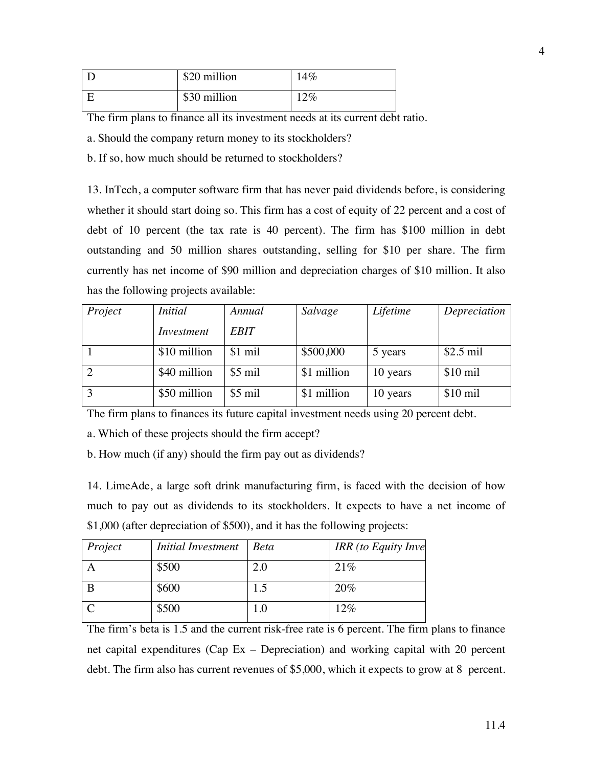| D | $20 million | 14% |
|---|---|---|
| E | $30 million | 12% |

The firm plans to finance all its investment needs at its current debt ratio.

a. Should the company return money to its stockholders?

b. If so, how much should be returned to stockholders?

13. InTech, a computer software firm that has never paid dividends before, is considering whether it should start doing so. This firm has a cost of equity of 22 percent and a cost of debt of 10 percent (the tax rate is 40 percent). The firm has $100 million in debt outstanding and 50 million shares outstanding, selling for $10 per share. The firm currently has net income of $90 million and depreciation charges of $10 million. It also has the following projects available:

| *Project* | *Initial Investment* | *Annual EBIT* | *Salvage* | *Lifetime* | *Depreciation* |
|---|---|---|---|---|---|
| 1 | $10 million | $1 mil | $500,000 | 5 years | $2.5 mil |
| 2 | $40 million | $5 mil | $1 million | 10 years | $10 mil |
| 3 | $50 million | $5 mil | $1 million | 10 years | $10 mil |

The firm plans to finances its future capital investment needs using 20 percent debt.

a. Which of these projects should the firm accept?

b. How much (if any) should the firm pay out as dividends?

14. LimeAde, a large soft drink manufacturing firm, is faced with the decision of how much to pay out as dividends to its stockholders. It expects to have a net income of $1,000 (after depreciation of $500), and it has the following projects:

| *Project* | *Initial Investment* | *Beta* | *IRR (to Equity Inve* |
|---|---|---|---|
| A | $500 | 2.0 | 21% |
| B | $600 | 1.5 | 20% |
| C | $500 | 1.0 | 12% |

The firm's beta is 1.5 and the current risk-free rate is 6 percent. The firm plans to finance net capital expenditures (Cap Ex – Depreciation) and working capital with 20 percent debt. The firm also has current revenues of $5,000, which it expects to grow at 8 percent.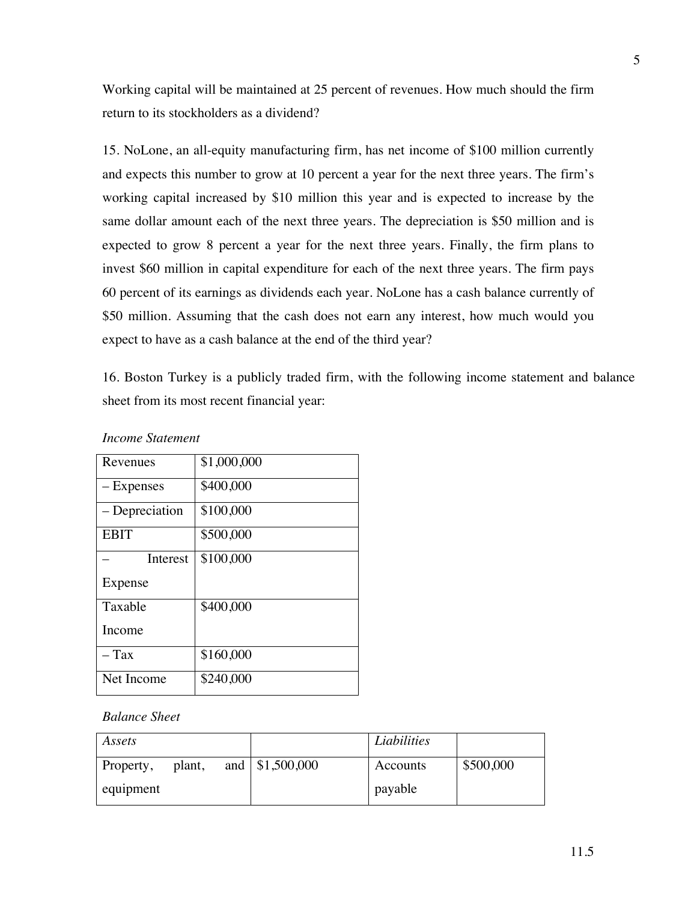Working capital will be maintained at 25 percent of revenues. How much should the firm return to its stockholders as a dividend?

15. NoLone, an all-equity manufacturing firm, has net income of $100 million currently and expects this number to grow at 10 percent a year for the next three years. The firm's working capital increased by $10 million this year and is expected to increase by the same dollar amount each of the next three years. The depreciation is $50 million and is expected to grow 8 percent a year for the next three years. Finally, the firm plans to invest $60 million in capital expenditure for each of the next three years. The firm pays 60 percent of its earnings as dividends each year. NoLone has a cash balance currently of $50 million. Assuming that the cash does not earn any interest, how much would you expect to have as a cash balance at the end of the third year?

16. Boston Turkey is a publicly traded firm, with the following income statement and balance sheet from its most recent financial year:

*Income Statement*

| Revenues | $1,000,000 |
|---|---|
| – Expenses | $400,000 |
| – Depreciation | $100,000 |
| EBIT | $500,000 |
| – Interest Expense | $100,000 |
| Taxable Income | $400,000 |
| – Tax | $160,000 |
| Net Income | $240,000 |

*Balance Sheet*

| *Assets* | | *Liabilities* | |
|---|---|---|---|
| Property, plant, and equipment | $1,500,000 | Accounts payable | $500,000 |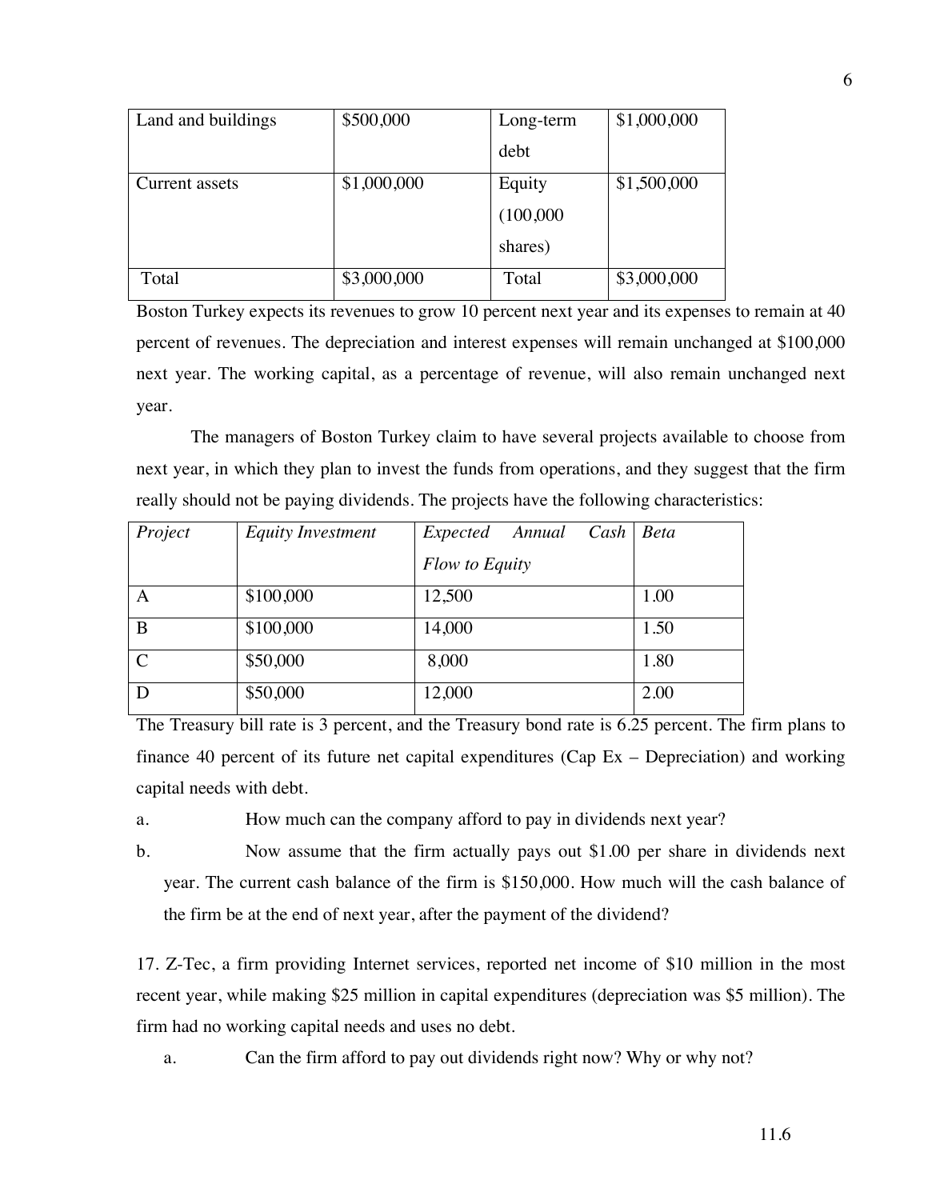| Land and buildings | \$500,000 | Long-term debt | \$1,000,000 |
|---|---|---|---|
| Current assets | \$1,000,000 | Equity (100,000 shares) | \$1,500,000 |
| Total | \$3,000,000 | Total | \$3,000,000 |

Boston Turkey expects its revenues to grow 10 percent next year and its expenses to remain at 40 percent of revenues. The depreciation and interest expenses will remain unchanged at \$100,000 next year. The working capital, as a percentage of revenue, will also remain unchanged next year.

The managers of Boston Turkey claim to have several projects available to choose from next year, in which they plan to invest the funds from operations, and they suggest that the firm really should not be paying dividends. The projects have the following characteristics:

| *Project* | *Equity Investment* | *Expected Annual Cash Flow to Equity* | *Beta* |
|---|---|---|---|
| A | \$100,000 | 12,500 | 1.00 |
| B | \$100,000 | 14,000 | 1.50 |
| C | \$50,000 | 8,000 | 1.80 |
| D | \$50,000 | 12,000 | 2.00 |

The Treasury bill rate is 3 percent, and the Treasury bond rate is 6.25 percent. The firm plans to finance 40 percent of its future net capital expenditures (Cap Ex – Depreciation) and working capital needs with debt.

a. How much can the company afford to pay in dividends next year?

b. Now assume that the firm actually pays out \$1.00 per share in dividends next year. The current cash balance of the firm is \$150,000. How much will the cash balance of the firm be at the end of next year, after the payment of the dividend?

17. Z-Tec, a firm providing Internet services, reported net income of \$10 million in the most recent year, while making \$25 million in capital expenditures (depreciation was \$5 million). The firm had no working capital needs and uses no debt.

a. Can the firm afford to pay out dividends right now? Why or why not?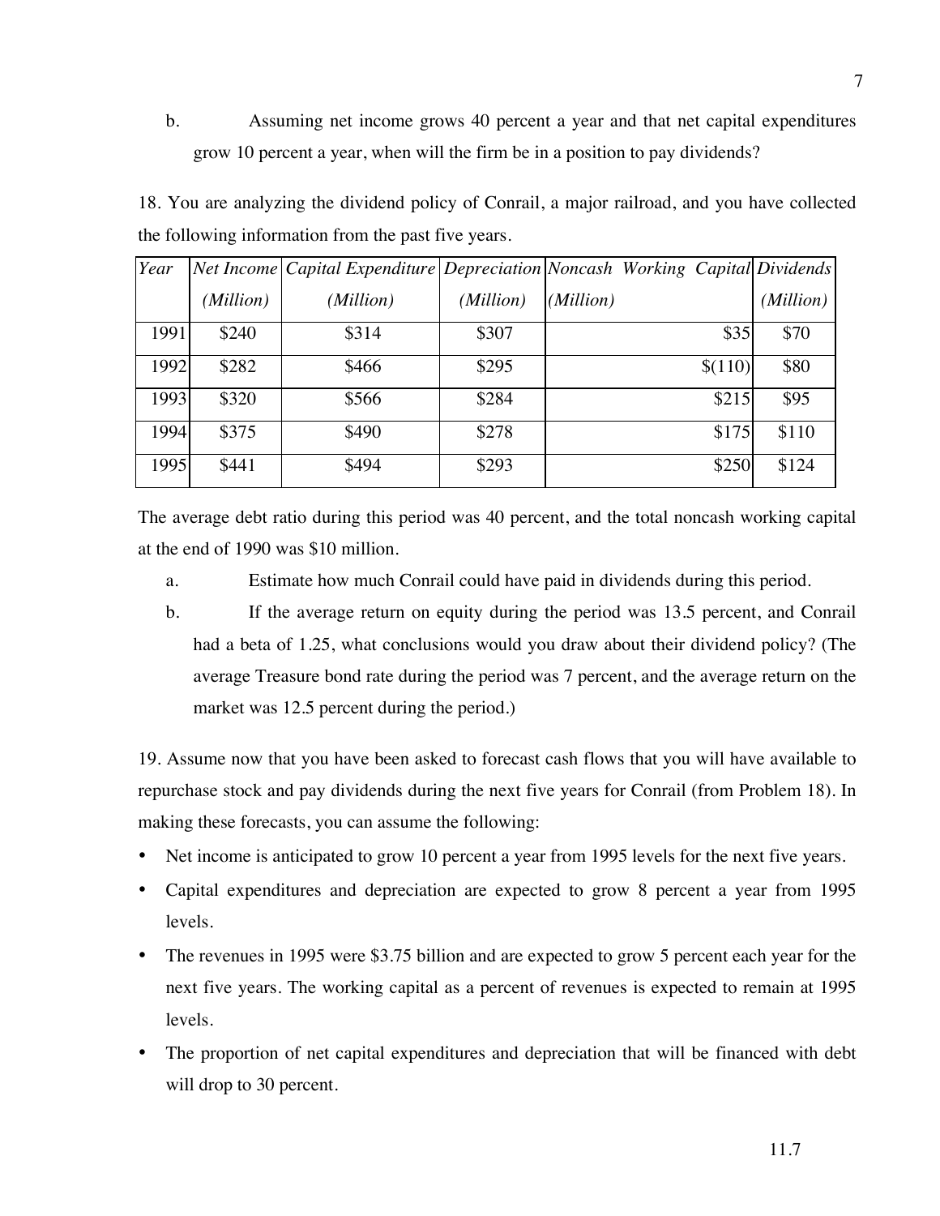b. Assuming net income grows 40 percent a year and that net capital expenditures grow 10 percent a year, when will the firm be in a position to pay dividends?

18. You are analyzing the dividend policy of Conrail, a major railroad, and you have collected the following information from the past five years.

| *Year* | *Net Income (Million)* | *Capital Expenditure (Million)* | *Depreciation (Million)* | *Noncash Working Capital (Million)* | *Dividends (Million)* |
|---|---|---|---|---|---|
| 1991 | $240 | $314 | $307 | $35 | $70 |
| 1992 | $282 | $466 | $295 | $(110) | $80 |
| 1993 | $320 | $566 | $284 | $215 | $95 |
| 1994 | $375 | $490 | $278 | $175 | $110 |
| 1995 | $441 | $494 | $293 | $250 | $124 |

The average debt ratio during this period was 40 percent, and the total noncash working capital at the end of 1990 was $10 million.

a. Estimate how much Conrail could have paid in dividends during this period.

b. If the average return on equity during the period was 13.5 percent, and Conrail had a beta of 1.25, what conclusions would you draw about their dividend policy? (The average Treasure bond rate during the period was 7 percent, and the average return on the market was 12.5 percent during the period.)

19. Assume now that you have been asked to forecast cash flows that you will have available to repurchase stock and pay dividends during the next five years for Conrail (from Problem 18). In making these forecasts, you can assume the following:

- Net income is anticipated to grow 10 percent a year from 1995 levels for the next five years.
- Capital expenditures and depreciation are expected to grow 8 percent a year from 1995 levels.
- The revenues in 1995 were $3.75 billion and are expected to grow 5 percent each year for the next five years. The working capital as a percent of revenues is expected to remain at 1995 levels.
- The proportion of net capital expenditures and depreciation that will be financed with debt will drop to 30 percent.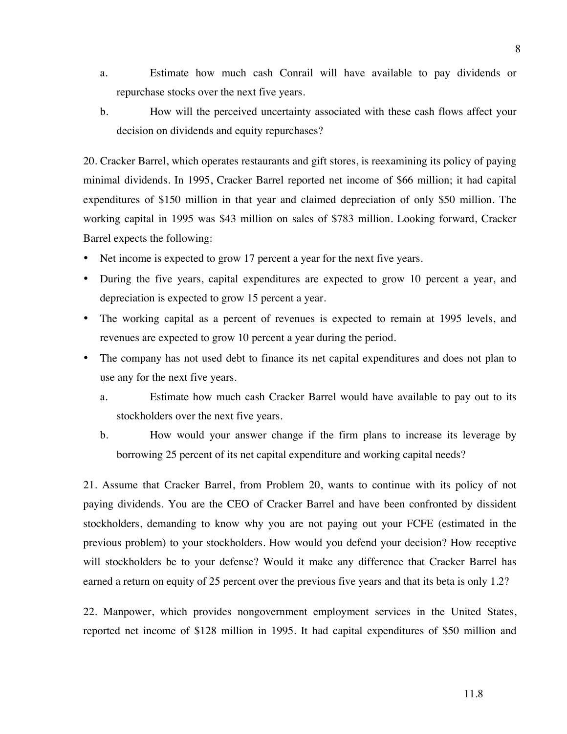a. Estimate how much cash Conrail will have available to pay dividends or repurchase stocks over the next five years.

b. How will the perceived uncertainty associated with these cash flows affect your decision on dividends and equity repurchases?

20. Cracker Barrel, which operates restaurants and gift stores, is reexamining its policy of paying minimal dividends. In 1995, Cracker Barrel reported net income of $66 million; it had capital expenditures of $150 million in that year and claimed depreciation of only $50 million. The working capital in 1995 was $43 million on sales of $783 million. Looking forward, Cracker Barrel expects the following:

- Net income is expected to grow 17 percent a year for the next five years.
- During the five years, capital expenditures are expected to grow 10 percent a year, and depreciation is expected to grow 15 percent a year.
- The working capital as a percent of revenues is expected to remain at 1995 levels, and revenues are expected to grow 10 percent a year during the period.
- The company has not used debt to finance its net capital expenditures and does not plan to use any for the next five years.

  a. Estimate how much cash Cracker Barrel would have available to pay out to its stockholders over the next five years.

  b. How would your answer change if the firm plans to increase its leverage by borrowing 25 percent of its net capital expenditure and working capital needs?

21. Assume that Cracker Barrel, from Problem 20, wants to continue with its policy of not paying dividends. You are the CEO of Cracker Barrel and have been confronted by dissident stockholders, demanding to know why you are not paying out your FCFE (estimated in the previous problem) to your stockholders. How would you defend your decision? How receptive will stockholders be to your defense? Would it make any difference that Cracker Barrel has earned a return on equity of 25 percent over the previous five years and that its beta is only 1.2?

22. Manpower, which provides nongovernment employment services in the United States, reported net income of $128 million in 1995. It had capital expenditures of $50 million and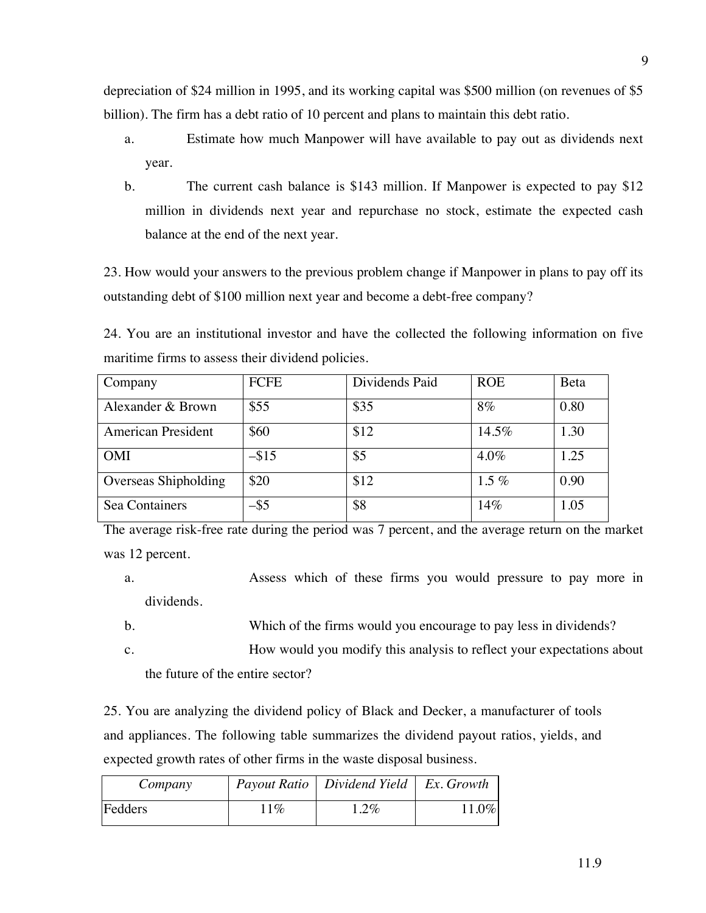depreciation of $24 million in 1995, and its working capital was $500 million (on revenues of $5 billion). The firm has a debt ratio of 10 percent and plans to maintain this debt ratio.

a. Estimate how much Manpower will have available to pay out as dividends next year.

b. The current cash balance is $143 million. If Manpower is expected to pay $12 million in dividends next year and repurchase no stock, estimate the expected cash balance at the end of the next year.

23. How would your answers to the previous problem change if Manpower in plans to pay off its outstanding debt of $100 million next year and become a debt-free company?

24. You are an institutional investor and have the collected the following information on five maritime firms to assess their dividend policies.

| Company | FCFE | Dividends Paid | ROE | Beta |
|---|---|---|---|---|
| Alexander & Brown | $55 | $35 | 8% | 0.80 |
| American President | $60 | $12 | 14.5% | 1.30 |
| OMI | –$15 | $5 | 4.0% | 1.25 |
| Overseas Shipholding | $20 | $12 | 1.5 % | 0.90 |
| Sea Containers | –$5 | $8 | 14% | 1.05 |

The average risk-free rate during the period was 7 percent, and the average return on the market was 12 percent.

a. Assess which of these firms you would pressure to pay more in dividends.

b. Which of the firms would you encourage to pay less in dividends?

c. How would you modify this analysis to reflect your expectations about the future of the entire sector?

25. You are analyzing the dividend policy of Black and Decker, a manufacturer of tools and appliances. The following table summarizes the dividend payout ratios, yields, and expected growth rates of other firms in the waste disposal business.

| *Company* | *Payout Ratio* | *Dividend Yield* | *Ex. Growth* |
|---|---|---|---|
| Fedders | 11% | 1.2% | 11.0% |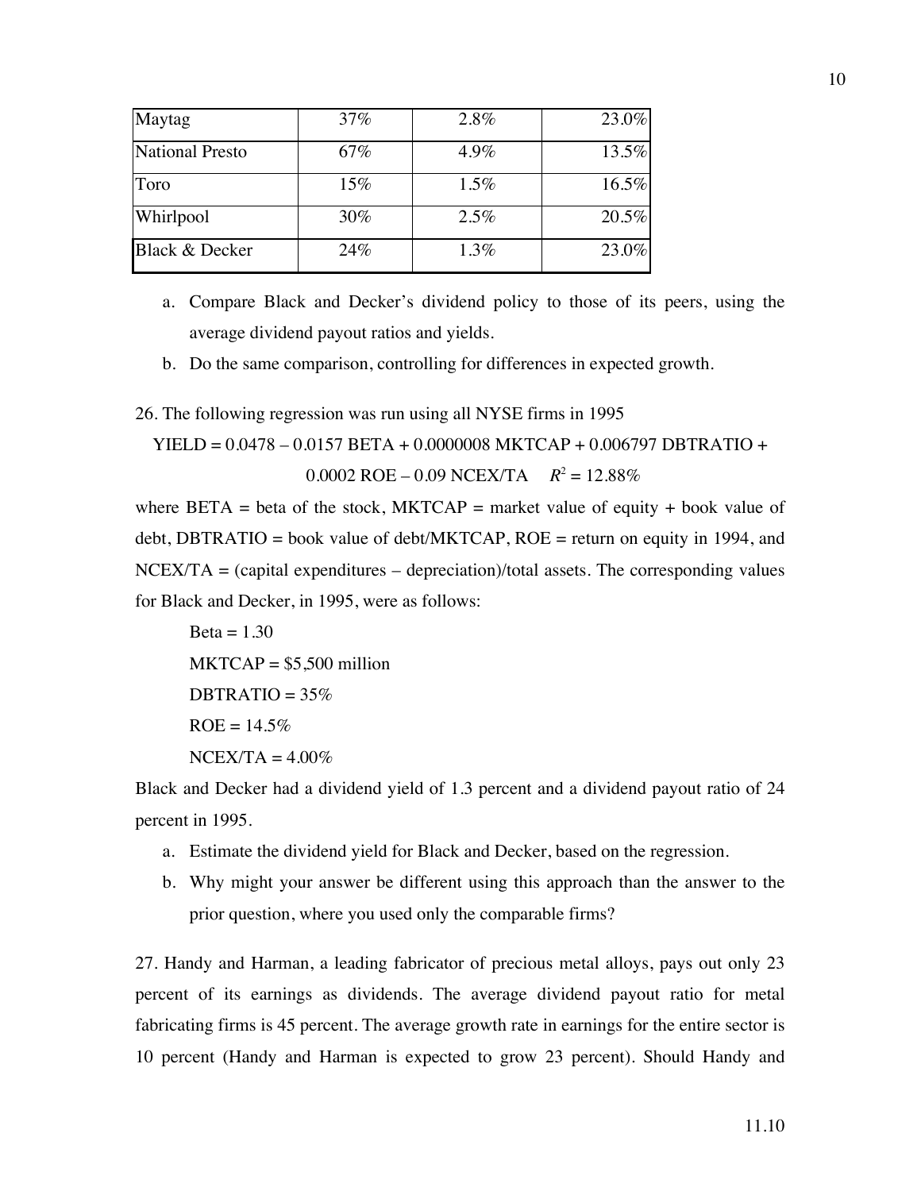| Maytag | 37% | 2.8% | 23.0% |
|---|---|---|---|
| National Presto | 67% | 4.9% | 13.5% |
| Toro | 15% | 1.5% | 16.5% |
| Whirlpool | 30% | 2.5% | 20.5% |
| Black & Decker | 24% | 1.3% | 23.0% |

a. Compare Black and Decker's dividend policy to those of its peers, using the average dividend payout ratios and yields.

b. Do the same comparison, controlling for differences in expected growth.

26. The following regression was run using all NYSE firms in 1995

$$\text{YIELD} = 0.0478 - 0.0157\ \text{BETA} + 0.0000008\ \text{MKTCAP} + 0.006797\ \text{DBTRATIO} + 0.0002\ \text{ROE} - 0.09\ \text{NCEX/TA} \quad R^2 = 12.88\%$$

where BETA = beta of the stock, MKTCAP = market value of equity + book value of debt, DBTRATIO = book value of debt/MKTCAP, ROE = return on equity in 1994, and NCEX/TA = (capital expenditures – depreciation)/total assets. The corresponding values for Black and Decker, in 1995, were as follows:

Beta = 1.30

MKTCAP = $5,500 million

DBTRATIO = 35%

ROE = 14.5%

NCEX/TA = 4.00%

Black and Decker had a dividend yield of 1.3 percent and a dividend payout ratio of 24 percent in 1995.

a. Estimate the dividend yield for Black and Decker, based on the regression.

b. Why might your answer be different using this approach than the answer to the prior question, where you used only the comparable firms?

27. Handy and Harman, a leading fabricator of precious metal alloys, pays out only 23 percent of its earnings as dividends. The average dividend payout ratio for metal fabricating firms is 45 percent. The average growth rate in earnings for the entire sector is 10 percent (Handy and Harman is expected to grow 23 percent). Should Handy and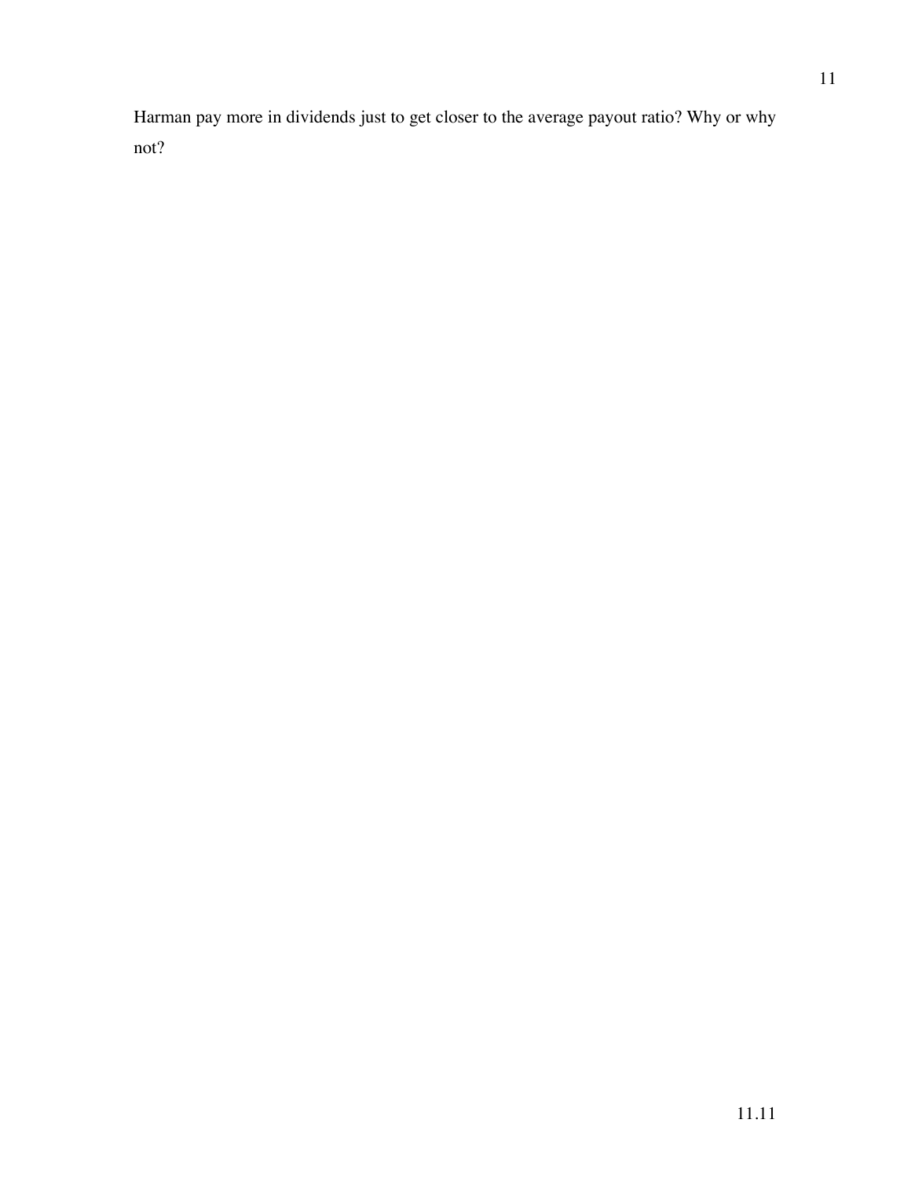Harman pay more in dividends just to get closer to the average payout ratio? Why or why not?